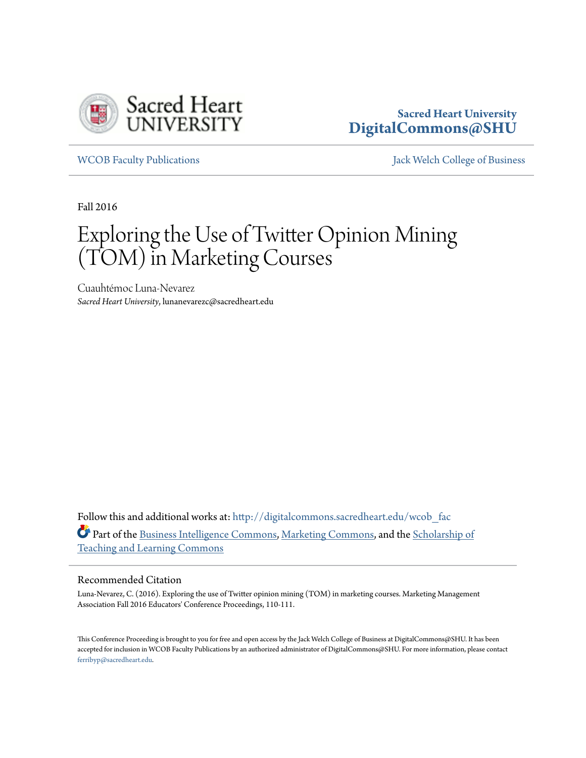Sacred Heart University
DigitalCommons@SHU

WCOB Faculty Publications | Jack Welch College of Business

Fall 2016

# Exploring the Use of Twitter Opinion Mining (TOM) in Marketing Courses

Cuauhtémoc Luna-Nevarez
*Sacred Heart University*, lunanevarezc@sacredheart.edu

Follow this and additional works at: http://digitalcommons.sacredheart.edu/wcob_fac

Part of the Business Intelligence Commons, Marketing Commons, and the Scholarship of Teaching and Learning Commons

## Recommended Citation

Luna-Nevarez, C. (2016). Exploring the use of Twitter opinion mining (TOM) in marketing courses. Marketing Management Association Fall 2016 Educators' Conference Proceedings, 110-111.

This Conference Proceeding is brought to you for free and open access by the Jack Welch College of Business at DigitalCommons@SHU. It has been accepted for inclusion in WCOB Faculty Publications by an authorized administrator of DigitalCommons@SHU. For more information, please contact ferribyp@sacredheart.edu.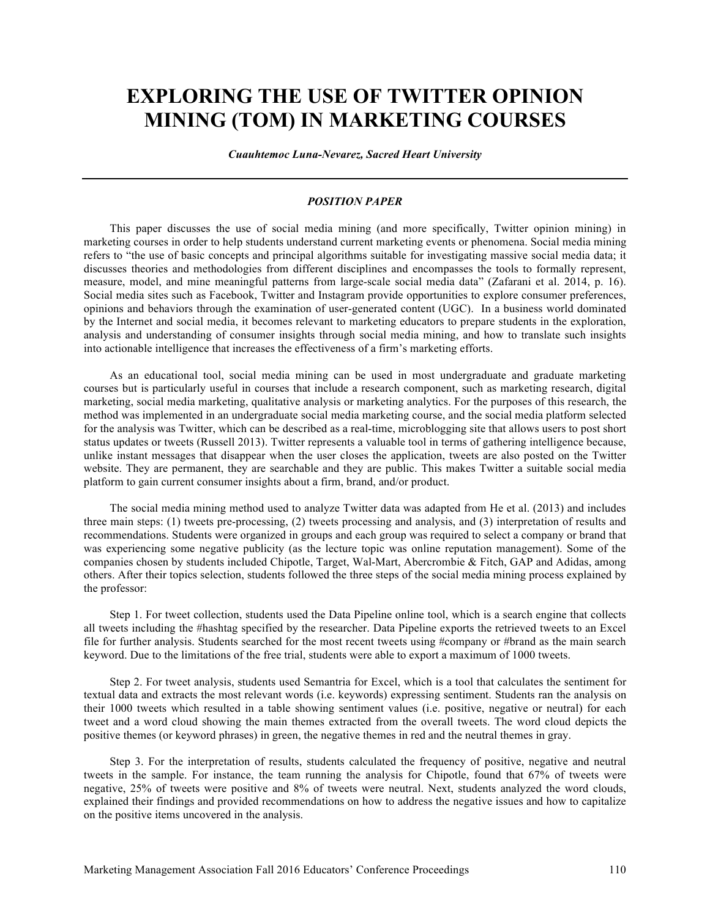# EXPLORING THE USE OF TWITTER OPINION MINING (TOM) IN MARKETING COURSES

***Cuauhtemoc Luna-Nevarez, Sacred Heart University***

---

***POSITION PAPER***

This paper discusses the use of social media mining (and more specifically, Twitter opinion mining) in marketing courses in order to help students understand current marketing events or phenomena. Social media mining refers to "the use of basic concepts and principal algorithms suitable for investigating massive social media data; it discusses theories and methodologies from different disciplines and encompasses the tools to formally represent, measure, model, and mine meaningful patterns from large-scale social media data" (Zafarani et al. 2014, p. 16). Social media sites such as Facebook, Twitter and Instagram provide opportunities to explore consumer preferences, opinions and behaviors through the examination of user-generated content (UGC). In a business world dominated by the Internet and social media, it becomes relevant to marketing educators to prepare students in the exploration, analysis and understanding of consumer insights through social media mining, and how to translate such insights into actionable intelligence that increases the effectiveness of a firm's marketing efforts.

As an educational tool, social media mining can be used in most undergraduate and graduate marketing courses but is particularly useful in courses that include a research component, such as marketing research, digital marketing, social media marketing, qualitative analysis or marketing analytics. For the purposes of this research, the method was implemented in an undergraduate social media marketing course, and the social media platform selected for the analysis was Twitter, which can be described as a real-time, microblogging site that allows users to post short status updates or tweets (Russell 2013). Twitter represents a valuable tool in terms of gathering intelligence because, unlike instant messages that disappear when the user closes the application, tweets are also posted on the Twitter website. They are permanent, they are searchable and they are public. This makes Twitter a suitable social media platform to gain current consumer insights about a firm, brand, and/or product.

The social media mining method used to analyze Twitter data was adapted from He et al. (2013) and includes three main steps: (1) tweets pre-processing, (2) tweets processing and analysis, and (3) interpretation of results and recommendations. Students were organized in groups and each group was required to select a company or brand that was experiencing some negative publicity (as the lecture topic was online reputation management). Some of the companies chosen by students included Chipotle, Target, Wal-Mart, Abercrombie & Fitch, GAP and Adidas, among others. After their topics selection, students followed the three steps of the social media mining process explained by the professor:

Step 1. For tweet collection, students used the Data Pipeline online tool, which is a search engine that collects all tweets including the #hashtag specified by the researcher. Data Pipeline exports the retrieved tweets to an Excel file for further analysis. Students searched for the most recent tweets using #company or #brand as the main search keyword. Due to the limitations of the free trial, students were able to export a maximum of 1000 tweets.

Step 2. For tweet analysis, students used Semantria for Excel, which is a tool that calculates the sentiment for textual data and extracts the most relevant words (i.e. keywords) expressing sentiment. Students ran the analysis on their 1000 tweets which resulted in a table showing sentiment values (i.e. positive, negative or neutral) for each tweet and a word cloud showing the main themes extracted from the overall tweets. The word cloud depicts the positive themes (or keyword phrases) in green, the negative themes in red and the neutral themes in gray.

Step 3. For the interpretation of results, students calculated the frequency of positive, negative and neutral tweets in the sample. For instance, the team running the analysis for Chipotle, found that 67% of tweets were negative, 25% of tweets were positive and 8% of tweets were neutral. Next, students analyzed the word clouds, explained their findings and provided recommendations on how to address the negative issues and how to capitalize on the positive items uncovered in the analysis.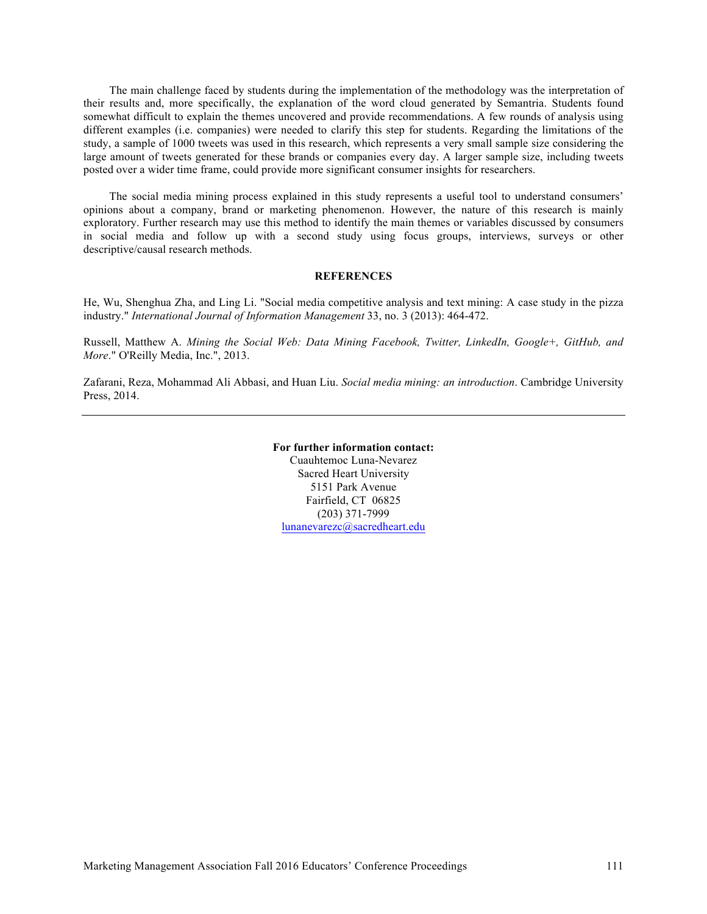The main challenge faced by students during the implementation of the methodology was the interpretation of their results and, more specifically, the explanation of the word cloud generated by Semantria. Students found somewhat difficult to explain the themes uncovered and provide recommendations. A few rounds of analysis using different examples (i.e. companies) were needed to clarify this step for students. Regarding the limitations of the study, a sample of 1000 tweets was used in this research, which represents a very small sample size considering the large amount of tweets generated for these brands or companies every day. A larger sample size, including tweets posted over a wider time frame, could provide more significant consumer insights for researchers.

The social media mining process explained in this study represents a useful tool to understand consumers' opinions about a company, brand or marketing phenomenon. However, the nature of this research is mainly exploratory. Further research may use this method to identify the main themes or variables discussed by consumers in social media and follow up with a second study using focus groups, interviews, surveys or other descriptive/causal research methods.

## REFERENCES

He, Wu, Shenghua Zha, and Ling Li. "Social media competitive analysis and text mining: A case study in the pizza industry." *International Journal of Information Management* 33, no. 3 (2013): 464-472.

Russell, Matthew A. *Mining the Social Web: Data Mining Facebook, Twitter, LinkedIn, Google+, GitHub, and More*." O'Reilly Media, Inc.", 2013.

Zafarani, Reza, Mohammad Ali Abbasi, and Huan Liu. *Social media mining: an introduction*. Cambridge University Press, 2014.

---

**For further information contact:**
Cuauhtemoc Luna-Nevarez
Sacred Heart University
5151 Park Avenue
Fairfield, CT 06825
(203) 371-7999
lunanevarezc@sacredheart.edu